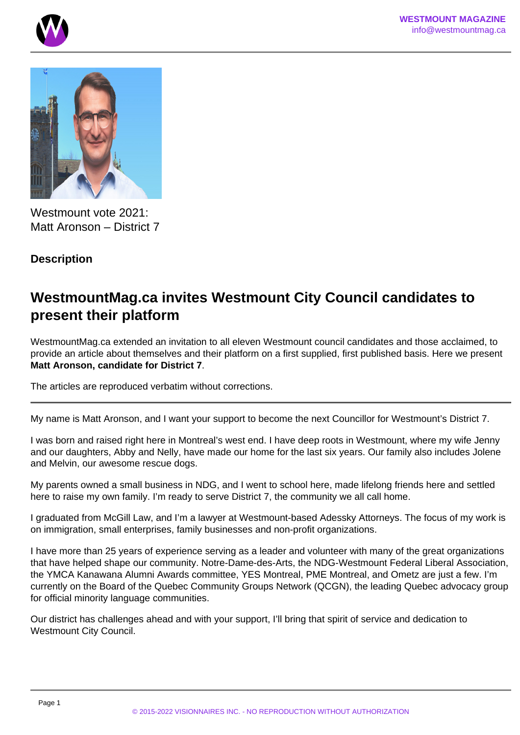Westmount vote 2021:
Matt Aronson – District 7

**Description**

## WestmountMag.ca invites Westmount City Council candidates to present their platform

WestmountMag.ca extended an invitation to all eleven Westmount council candidates and those acclaimed, to provide an article about themselves and their platform on a first supplied, first published basis. Here we present **Matt Aronson, candidate for District 7**.

The articles are reproduced verbatim without corrections.

---

My name is Matt Aronson, and I want your support to become the next Councillor for Westmount's District 7.

I was born and raised right here in Montreal's west end. I have deep roots in Westmount, where my wife Jenny and our daughters, Abby and Nelly, have made our home for the last six years. Our family also includes Jolene and Melvin, our awesome rescue dogs.

My parents owned a small business in NDG, and I went to school here, made lifelong friends here and settled here to raise my own family. I'm ready to serve District 7, the community we all call home.

I graduated from McGill Law, and I'm a lawyer at Westmount-based Adessky Attorneys. The focus of my work is on immigration, small enterprises, family businesses and non-profit organizations.

I have more than 25 years of experience serving as a leader and volunteer with many of the great organizations that have helped shape our community. Notre-Dame-des-Arts, the NDG-Westmount Federal Liberal Association, the YMCA Kanawana Alumni Awards committee, YES Montreal, PME Montreal, and Ometz are just a few. I'm currently on the Board of the Quebec Community Groups Network (QCGN), the leading Quebec advocacy group for official minority language communities.

Our district has challenges ahead and with your support, I'll bring that spirit of service and dedication to Westmount City Council.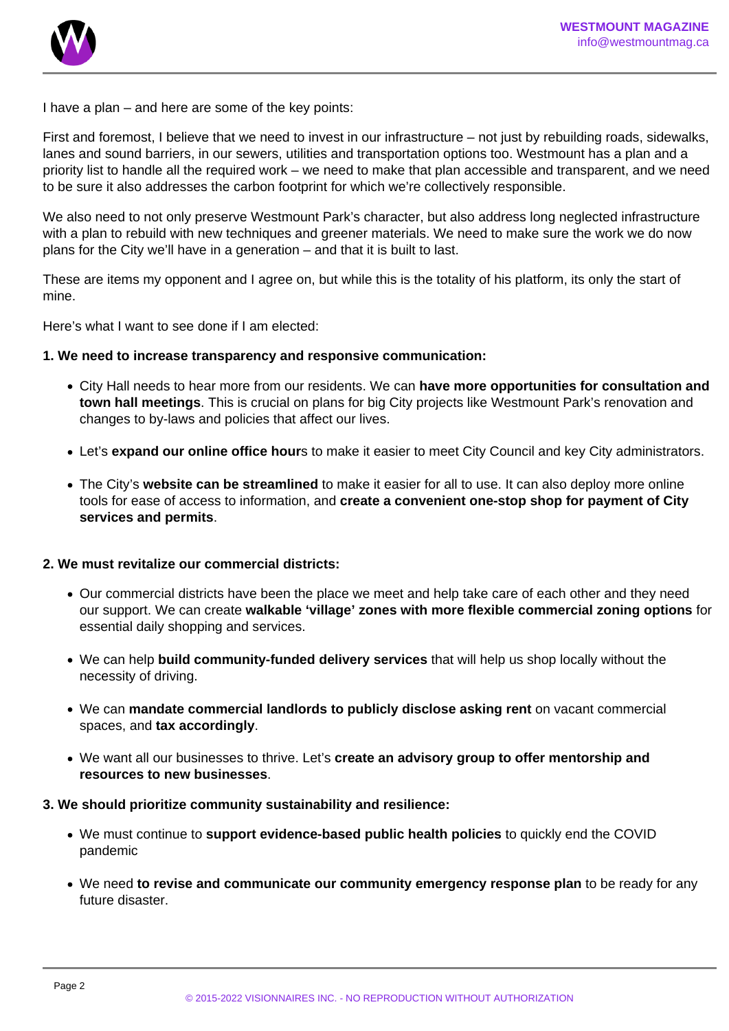I have a plan – and here are some of the key points:

First and foremost, I believe that we need to invest in our infrastructure – not just by rebuilding roads, sidewalks, lanes and sound barriers, in our sewers, utilities and transportation options too. Westmount has a plan and a priority list to handle all the required work – we need to make that plan accessible and transparent, and we need to be sure it also addresses the carbon footprint for which we're collectively responsible.

We also need to not only preserve Westmount Park's character, but also address long neglected infrastructure with a plan to rebuild with new techniques and greener materials. We need to make sure the work we do now plans for the City we'll have in a generation – and that it is built to last.

These are items my opponent and I agree on, but while this is the totality of his platform, its only the start of mine.

Here's what I want to see done if I am elected:

**1. We need to increase transparency and responsive communication:**

- City Hall needs to hear more from our residents. We can **have more opportunities for consultation and town hall meetings**. This is crucial on plans for big City projects like Westmount Park's renovation and changes to by-laws and policies that affect our lives.
- Let's **expand our online office hour**s to make it easier to meet City Council and key City administrators.
- The City's **website can be streamlined** to make it easier for all to use. It can also deploy more online tools for ease of access to information, and **create a convenient one-stop shop for payment of City services and permits**.

**2. We must revitalize our commercial districts:**

- Our commercial districts have been the place we meet and help take care of each other and they need our support. We can create **walkable 'village' zones with more flexible commercial zoning options** for essential daily shopping and services.
- We can help **build community-funded delivery services** that will help us shop locally without the necessity of driving.
- We can **mandate commercial landlords to publicly disclose asking rent** on vacant commercial spaces, and **tax accordingly**.
- We want all our businesses to thrive. Let's **create an advisory group to offer mentorship and resources to new businesses**.

**3. We should prioritize community sustainability and resilience:**

- We must continue to **support evidence-based public health policies** to quickly end the COVID pandemic
- We need **to revise and communicate our community emergency response plan** to be ready for any future disaster.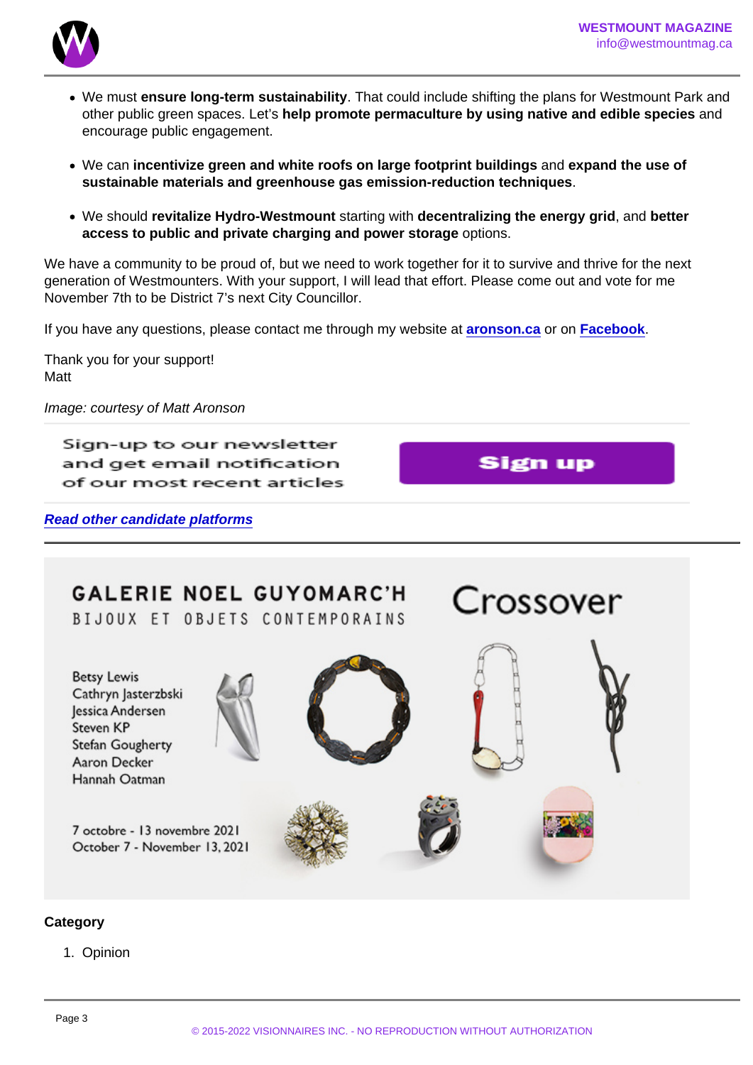- We must **ensure long-term sustainability**. That could include shifting the plans for Westmount Park and other public green spaces. Let's **help promote permaculture by using native and edible species** and encourage public engagement.
- We can **incentivize green and white roofs on large footprint buildings** and **expand the use of sustainable materials and greenhouse gas emission-reduction techniques**.
- We should **revitalize Hydro-Westmount** starting with **decentralizing the energy grid**, and **better access to public and private charging and power storage** options.

We have a community to be proud of, but we need to work together for it to survive and thrive for the next generation of Westmounters. With your support, I will lead that effort. Please come out and vote for me November 7th to be District 7's next City Councillor.

If you have any questions, please contact me through my website at **aronson.ca** or on **Facebook**.

Thank you for your support!
Matt

*Image: courtesy of Matt Aronson*

Sign-up to our newsletter and get email notification of our most recent articles

Sign up

***Read other candidate platforms***

GALERIE NOEL GUYOMARC'H
BIJOUX ET OBJETS CONTEMPORAINS

Crossover

Betsy Lewis
Cathryn Jasterzbski
Jessica Andersen
Steven KP
Stefan Gougherty
Aaron Decker
Hannah Oatman

7 octobre - 13 novembre 2021
October 7 - November 13, 2021

**Category**

1. Opinion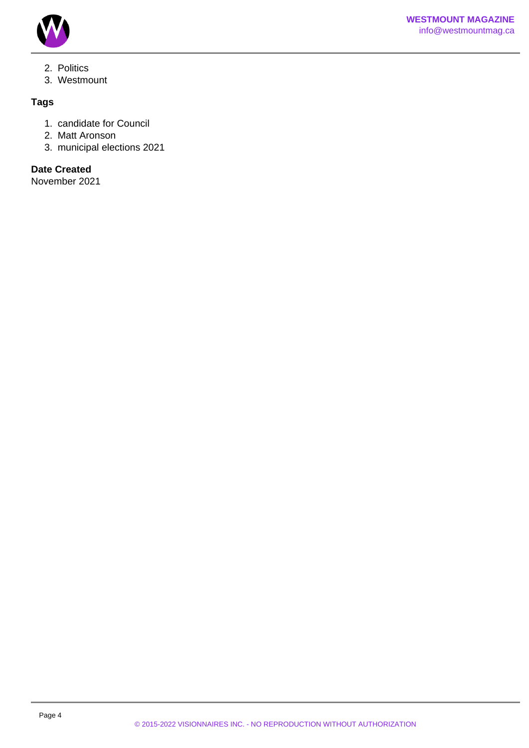2. Politics
3. Westmount

**Tags**

1. candidate for Council
2. Matt Aronson
3. municipal elections 2021

**Date Created**
November 2021